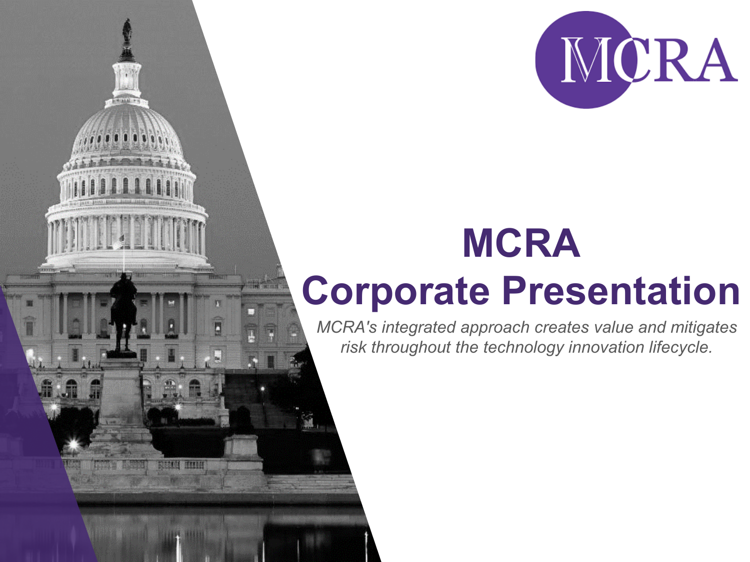MCRA

# MCRA
# Corporate Presentation

*MCRA's integrated approach creates value and mitigates risk throughout the technology innovation lifecycle.*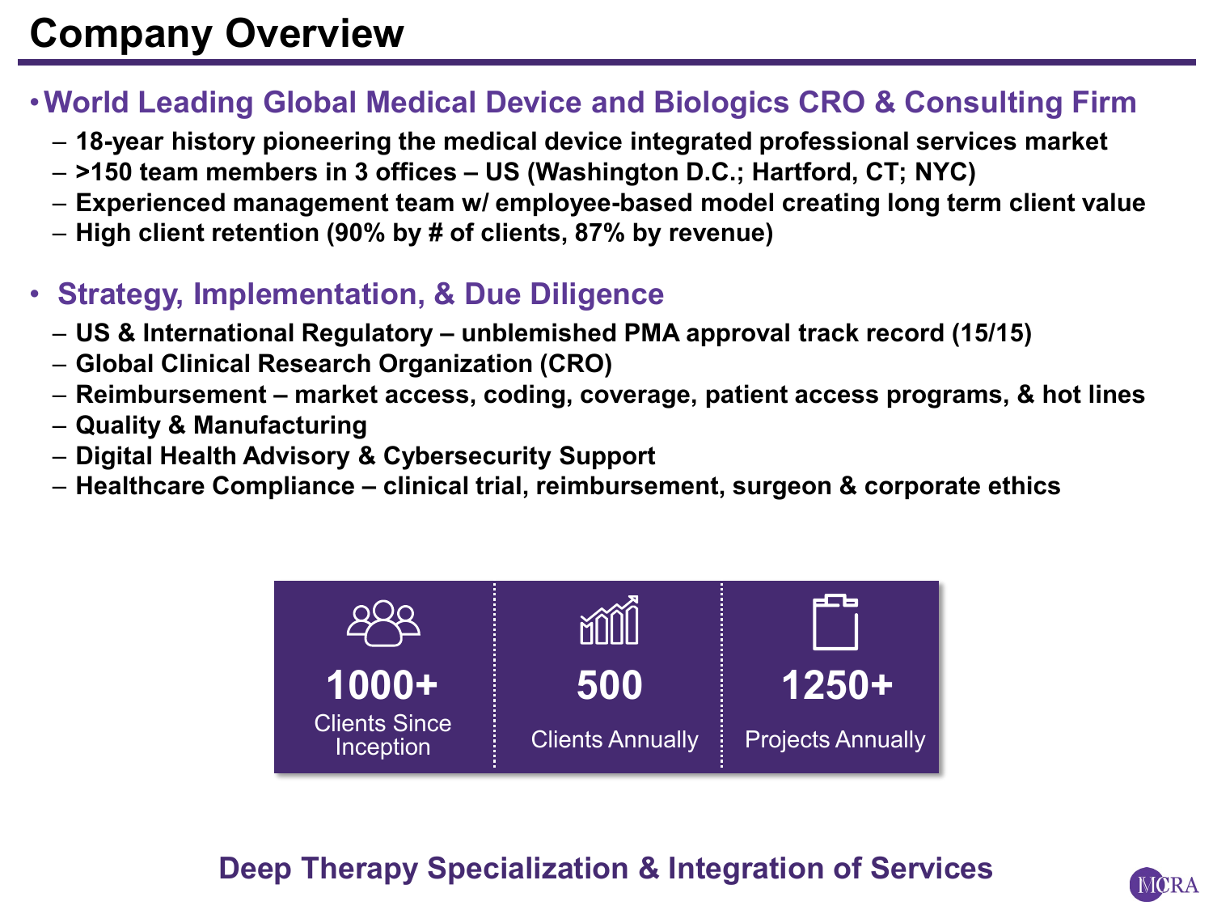# Company Overview

- **World Leading Global Medical Device and Biologics CRO & Consulting Firm**
  - **18-year history pioneering the medical device integrated professional services market**
  - **>150 team members in 3 offices – US (Washington D.C.; Hartford, CT; NYC)**
  - **Experienced management team w/ employee-based model creating long term client value**
  - **High client retention (90% by # of clients, 87% by revenue)**

- **Strategy, Implementation, & Due Diligence**
  - **US & International Regulatory – unblemished PMA approval track record (15/15)**
  - **Global Clinical Research Organization (CRO)**
  - **Reimbursement – market access, coding, coverage, patient access programs, & hot lines**
  - **Quality & Manufacturing**
  - **Digital Health Advisory & Cybersecurity Support**
  - **Healthcare Compliance – clinical trial, reimbursement, surgeon & corporate ethics**

| 1000+ | 500 | 1250+ |
|---|---|---|
| Clients Since Inception | Clients Annually | Projects Annually |

**Deep Therapy Specialization & Integration of Services**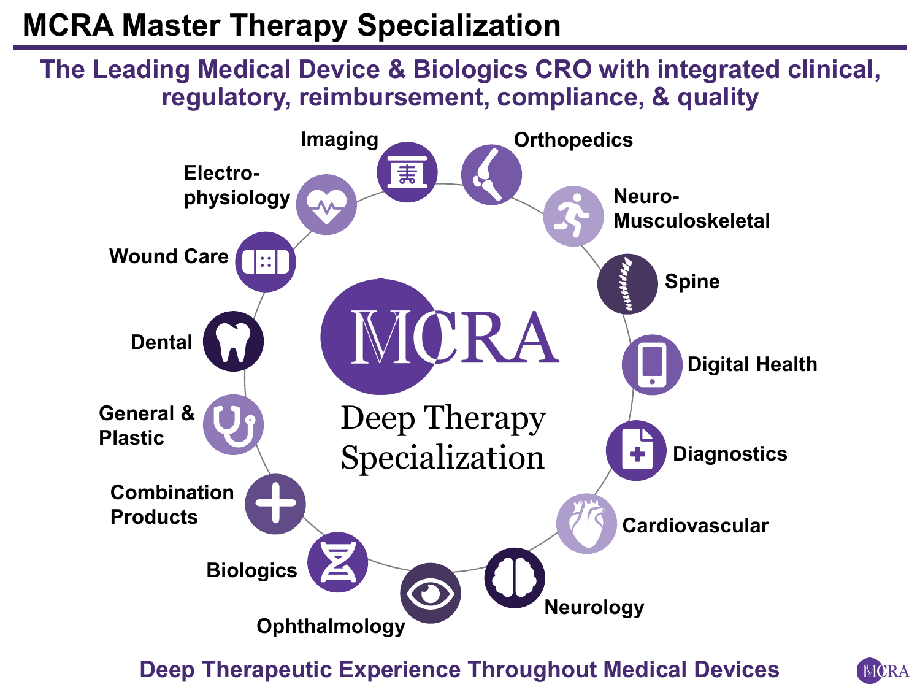# MCRA Master Therapy Specialization

## The Leading Medical Device & Biologics CRO with integrated clinical, regulatory, reimbursement, compliance, & quality

**MCRA**

**Deep Therapy Specialization**

- Imaging
- Orthopedics
- Neuro-Musculoskeletal
- Spine
- Digital Health
- Diagnostics
- Cardiovascular
- Neurology
- Ophthalmology
- Biologics
- Combination Products
- General & Plastic
- Dental
- Wound Care
- Electro-physiology

**Deep Therapeutic Experience Throughout Medical Devices**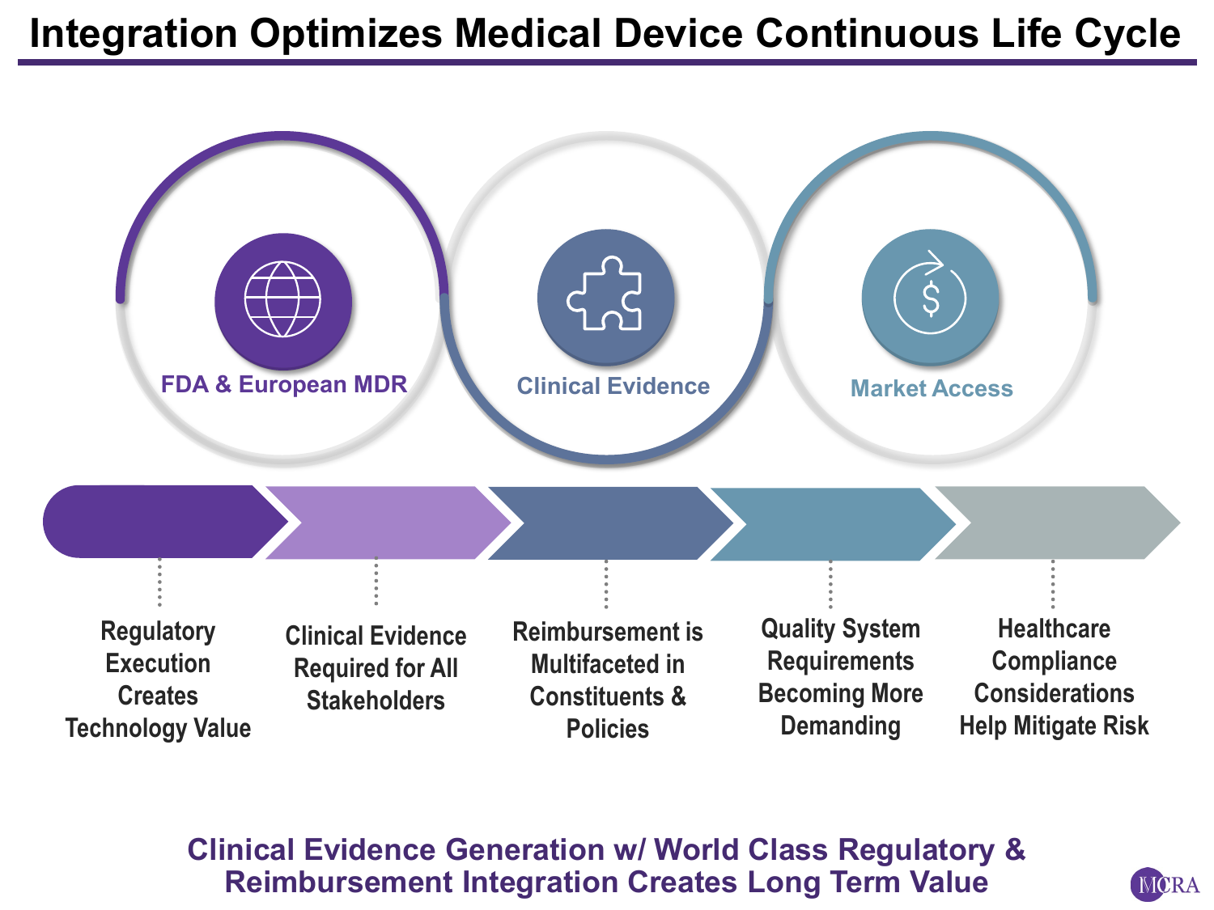# Integration Optimizes Medical Device Continuous Life Cycle

FDA & European MDR

Clinical Evidence

Market Access

- Regulatory Execution Creates Technology Value
- Clinical Evidence Required for All Stakeholders
- Reimbursement is Multifaceted in Constituents & Policies
- Quality System Requirements Becoming More Demanding
- Healthcare Compliance Considerations Help Mitigate Risk

**Clinical Evidence Generation w/ World Class Regulatory & Reimbursement Integration Creates Long Term Value**

MCRA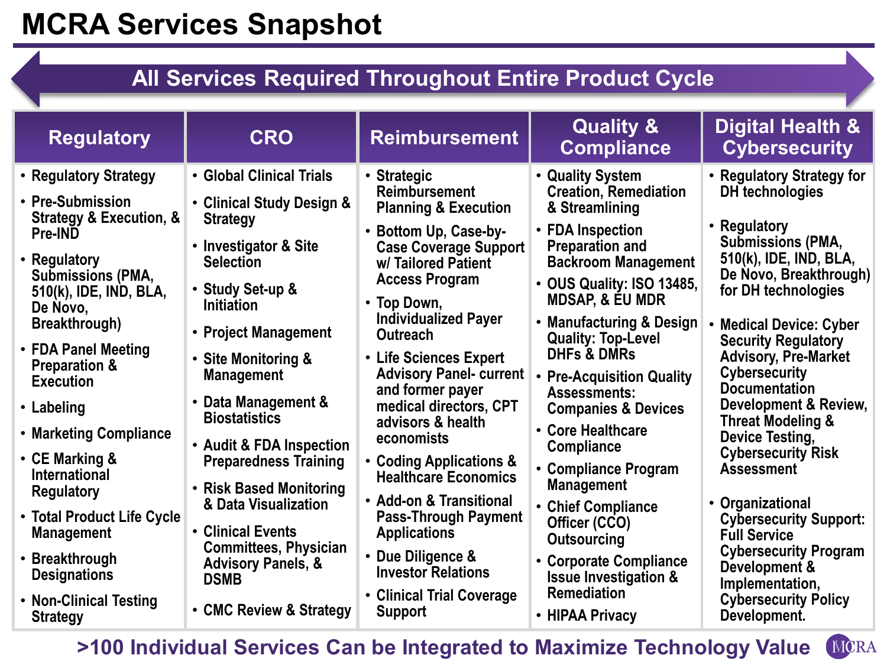# MCRA Services Snapshot

**All Services Required Throughout Entire Product Cycle**

## Regulatory

- Regulatory Strategy
- Pre-Submission Strategy & Execution, & Pre-IND
- Regulatory Submissions (PMA, 510(k), IDE, IND, BLA, De Novo, Breakthrough)
- FDA Panel Meeting Preparation & Execution
- Labeling
- Marketing Compliance
- CE Marking & International Regulatory
- Total Product Life Cycle Management
- Breakthrough Designations
- Non-Clinical Testing Strategy

## CRO

- Global Clinical Trials
- Clinical Study Design & Strategy
- Investigator & Site Selection
- Study Set-up & Initiation
- Project Management
- Site Monitoring & Management
- Data Management & Biostatistics
- Audit & FDA Inspection Preparedness Training
- Risk Based Monitoring & Data Visualization
- Clinical Events Committees, Physician Advisory Panels, & DSMB
- CMC Review & Strategy

## Reimbursement

- Strategic Reimbursement Planning & Execution
- Bottom Up, Case-by-Case Coverage Support w/ Tailored Patient Access Program
- Top Down, Individualized Payer Outreach
- Life Sciences Expert Advisory Panel- current and former payer medical directors, CPT advisors & health economists
- Coding Applications & Healthcare Economics
- Add-on & Transitional Pass-Through Payment Applications
- Due Diligence & Investor Relations
- Clinical Trial Coverage Support

## Quality & Compliance

- Quality System Creation, Remediation & Streamlining
- FDA Inspection Preparation and Backroom Management
- OUS Quality: ISO 13485, MDSAP, & EU MDR
- Manufacturing & Design Quality: Top-Level DHFs & DMRs
- Pre-Acquisition Quality Assessments: Companies & Devices
- Core Healthcare Compliance
- Compliance Program Management
- Chief Compliance Officer (CCO) Outsourcing
- Corporate Compliance Issue Investigation & Remediation
- HIPAA Privacy

## Digital Health & Cybersecurity

- Regulatory Strategy for DH technologies
- Regulatory Submissions (PMA, 510(k), IDE, IND, BLA, De Novo, Breakthrough) for DH technologies
- Medical Device: Cyber Security Regulatory Advisory, Pre-Market Cybersecurity Documentation Development & Review, Threat Modeling & Device Testing, Cybersecurity Risk Assessment
- Organizational Cybersecurity Support: Full Service Cybersecurity Program Development & Implementation, Cybersecurity Policy Development.

**>100 Individual Services Can be Integrated to Maximize Technology Value**